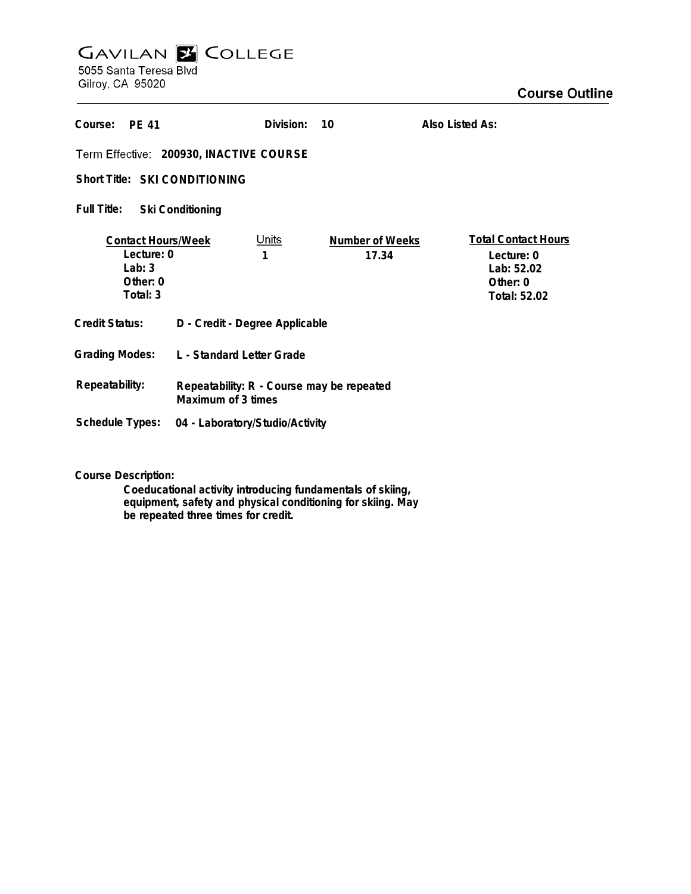# GAVILAN COLLEGE

5055 Santa Teresa Blvd
Gilroy, CA 95020

## Course Outline

**Course:** PE 41 **Division:** 10 **Also Listed As:**

**Term Effective:** 200930, INACTIVE COURSE

**Short Title:** SKI CONDITIONING

**Full Title:** Ski Conditioning

| Contact Hours/Week | Units | Number of Weeks | Total Contact Hours |
|---|---|---|---|
| Lecture: 0 | 1 | 17.34 | Lecture: 0 |
| Lab: 3 | | | Lab: 52.02 |
| Other: 0 | | | Other: 0 |
| Total: 3 | | | Total: 52.02 |

**Credit Status:** D - Credit - Degree Applicable

**Grading Modes:** L - Standard Letter Grade

**Repeatability:** Repeatability: R - Course may be repeated
Maximum of 3 times

**Schedule Types:** 04 - Laboratory/Studio/Activity

**Course Description:**

Coeducational activity introducing fundamentals of skiing, equipment, safety and physical conditioning for skiing. May be repeated three times for credit.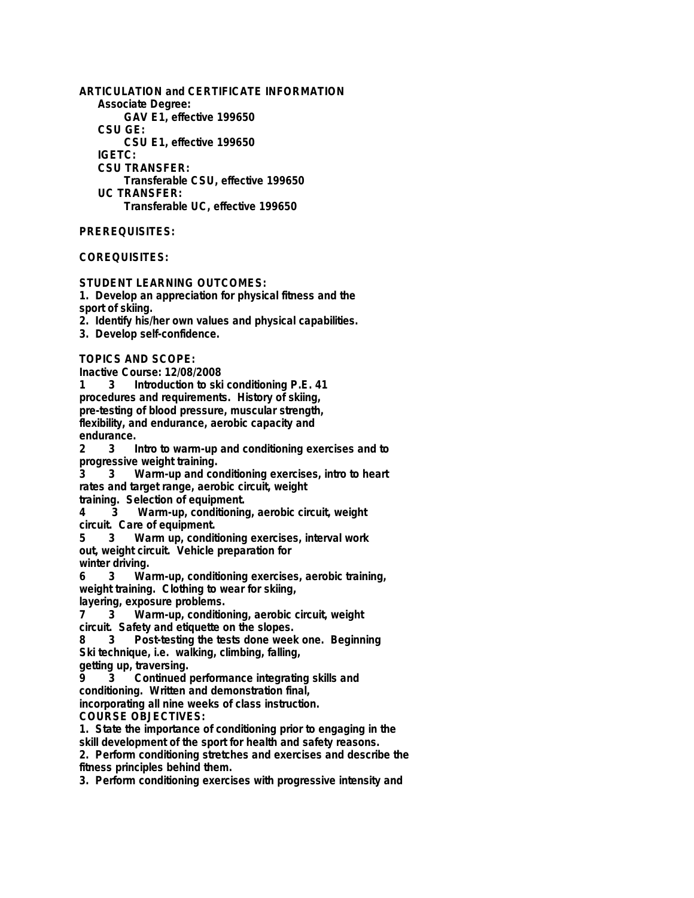**ARTICULATION and CERTIFICATE INFORMATION**

**Associate Degree:**

**GAV E1, effective 199650**

**CSU GE:**

**CSU E1, effective 199650**

**IGETC:**

**CSU TRANSFER:**

**Transferable CSU, effective 199650**

**UC TRANSFER:**

**Transferable UC, effective 199650**

**PREREQUISITES:**

**COREQUISITES:**

**STUDENT LEARNING OUTCOMES:**

1. Develop an appreciation for physical fitness and the sport of skiing.
2. Identify his/her own values and physical capabilities.
3. Develop self-confidence.

**TOPICS AND SCOPE:**

Inactive Course: 12/08/2008

1 3 Introduction to ski conditioning P.E. 41 procedures and requirements. History of skiing, pre-testing of blood pressure, muscular strength, flexibility, and endurance, aerobic capacity and endurance.

2 3 Intro to warm-up and conditioning exercises and to progressive weight training.

3 3 Warm-up and conditioning exercises, intro to heart rates and target range, aerobic circuit, weight training. Selection of equipment.

4 3 Warm-up, conditioning, aerobic circuit, weight circuit. Care of equipment.

5 3 Warm up, conditioning exercises, interval work out, weight circuit. Vehicle preparation for winter driving.

6 3 Warm-up, conditioning exercises, aerobic training, weight training. Clothing to wear for skiing, layering, exposure problems.

7 3 Warm-up, conditioning, aerobic circuit, weight circuit. Safety and etiquette on the slopes.

8 3 Post-testing the tests done week one. Beginning Ski technique, i.e. walking, climbing, falling, getting up, traversing.

9 3 Continued performance integrating skills and conditioning. Written and demonstration final, incorporating all nine weeks of class instruction.

**COURSE OBJECTIVES:**

1. State the importance of conditioning prior to engaging in the skill development of the sport for health and safety reasons.
2. Perform conditioning stretches and exercises and describe the fitness principles behind them.
3. Perform conditioning exercises with progressive intensity and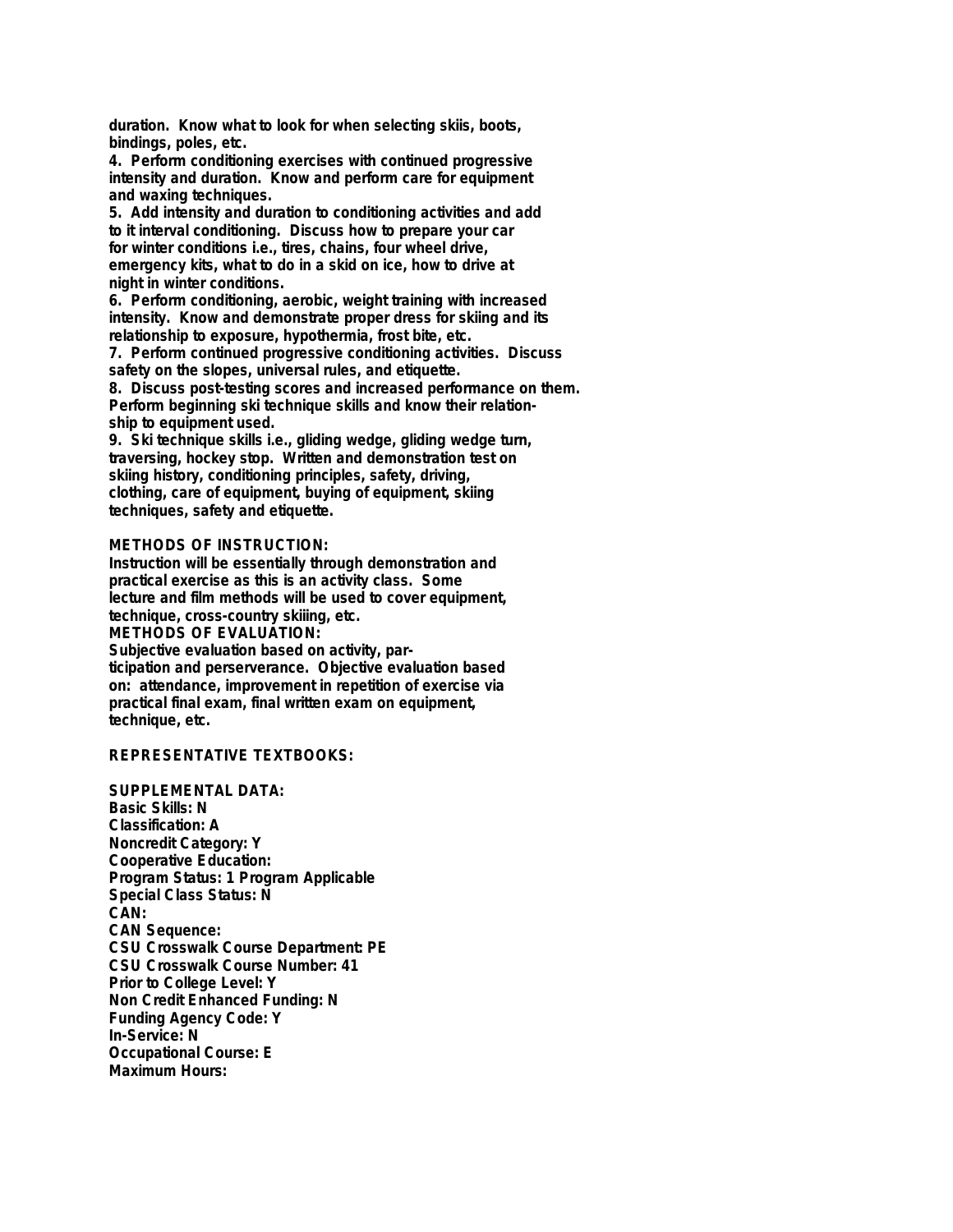duration. Know what to look for when selecting skiis, boots, bindings, poles, etc.

4. Perform conditioning exercises with continued progressive intensity and duration. Know and perform care for equipment and waxing techniques.

5. Add intensity and duration to conditioning activities and add to it interval conditioning. Discuss how to prepare your car for winter conditions i.e., tires, chains, four wheel drive, emergency kits, what to do in a skid on ice, how to drive at night in winter conditions.

6. Perform conditioning, aerobic, weight training with increased intensity. Know and demonstrate proper dress for skiing and its relationship to exposure, hypothermia, frost bite, etc.

7. Perform continued progressive conditioning activities. Discuss safety on the slopes, universal rules, and etiquette.

8. Discuss post-testing scores and increased performance on them. Perform beginning ski technique skills and know their relationship to equipment used.

9. Ski technique skills i.e., gliding wedge, gliding wedge turn, traversing, hockey stop. Written and demonstration test on skiing history, conditioning principles, safety, driving, clothing, care of equipment, buying of equipment, skiing techniques, safety and etiquette.

**METHODS OF INSTRUCTION:**
Instruction will be essentially through demonstration and practical exercise as this is an activity class. Some lecture and film methods will be used to cover equipment, technique, cross-country skiiing, etc.

**METHODS OF EVALUATION:**
Subjective evaluation based on activity, participation and perserverance. Objective evaluation based on: attendance, improvement in repetition of exercise via practical final exam, final written exam on equipment, technique, etc.

**REPRESENTATIVE TEXTBOOKS:**

**SUPPLEMENTAL DATA:**
Basic Skills: N
Classification: A
Noncredit Category: Y
Cooperative Education:
Program Status: 1 Program Applicable
Special Class Status: N
CAN:
CAN Sequence:
CSU Crosswalk Course Department: PE
CSU Crosswalk Course Number: 41
Prior to College Level: Y
Non Credit Enhanced Funding: N
Funding Agency Code: Y
In-Service: N
Occupational Course: E
Maximum Hours: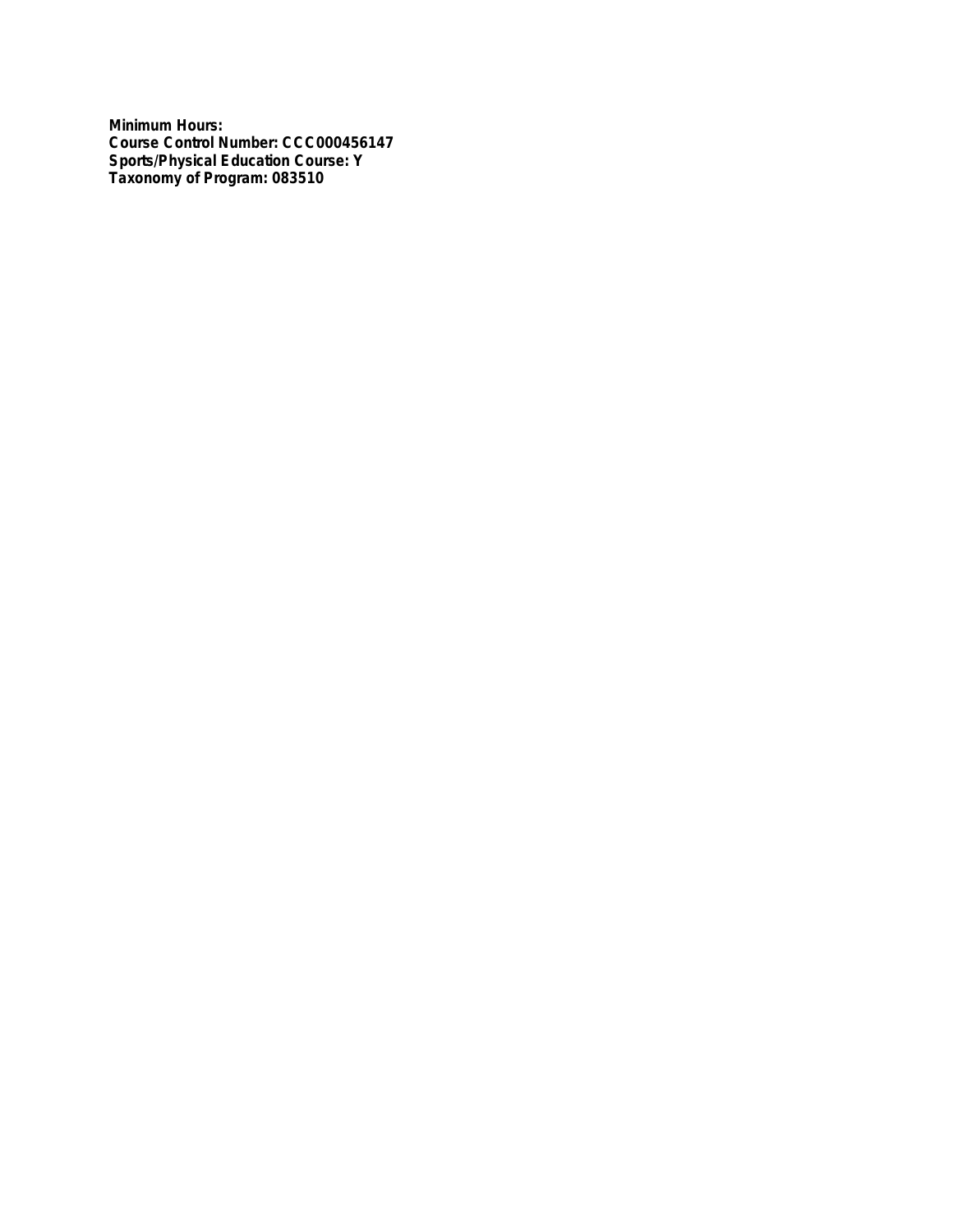**Minimum Hours:**
**Course Control Number: CCC000456147**
**Sports/Physical Education Course: Y**
**Taxonomy of Program: 083510**